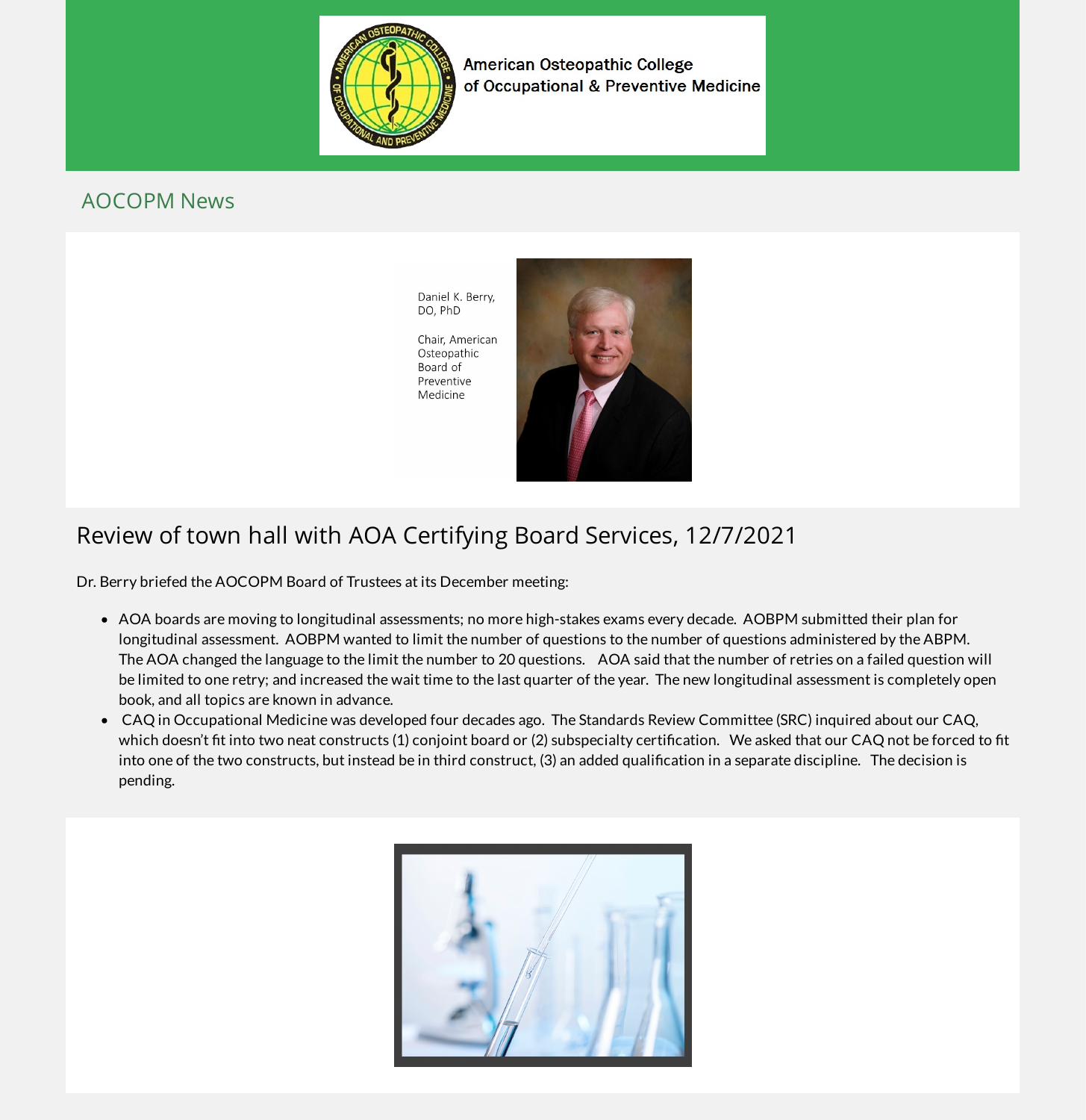American Osteopathic College of Occupational & Preventive Medicine

## AOCOPM News

Daniel K. Berry, DO, PhD

Chair, American Osteopathic Board of Preventive Medicine

# Review of town hall with AOA Certifying Board Services, 12/7/2021

Dr. Berry briefed the AOCOPM Board of Trustees at its December meeting:

- AOA boards are moving to longitudinal assessments; no more high-stakes exams every decade. AOBPM submitted their plan for longitudinal assessment. AOBPM wanted to limit the number of questions to the number of questions administered by the ABPM. The AOA changed the language to the limit the number to 20 questions. AOA said that the number of retries on a failed question will be limited to one retry; and increased the wait time to the last quarter of the year. The new longitudinal assessment is completely open book, and all topics are known in advance.
- CAQ in Occupational Medicine was developed four decades ago. The Standards Review Committee (SRC) inquired about our CAQ, which doesn't fit into two neat constructs (1) conjoint board or (2) subspecialty certification. We asked that our CAQ not be forced to fit into one of the two constructs, but instead be in third construct, (3) an added qualification in a separate discipline. The decision is pending.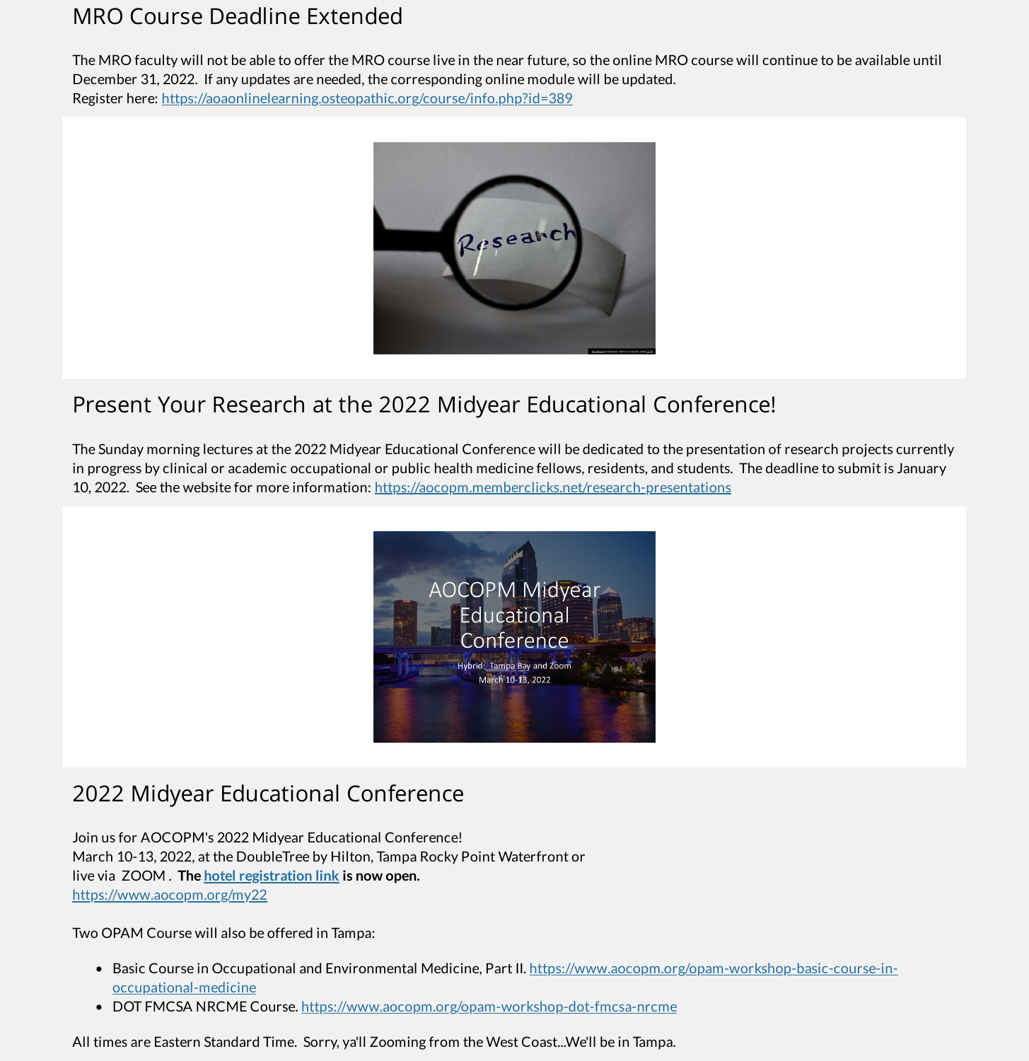## MRO Course Deadline Extended

The MRO faculty will not be able to offer the MRO course live in the near future, so the online MRO course will continue to be available until December 31, 2022. If any updates are needed, the corresponding online module will be updated.
Register here: https://aoaonlinelearning.osteopathic.org/course/info.php?id=389

## Present Your Research at the 2022 Midyear Educational Conference!

The Sunday morning lectures at the 2022 Midyear Educational Conference will be dedicated to the presentation of research projects currently in progress by clinical or academic occupational or public health medicine fellows, residents, and students. The deadline to submit is January 10, 2022. See the website for more information: https://aocopm.memberclicks.net/research-presentations

## 2022 Midyear Educational Conference

Join us for AOCOPM's 2022 Midyear Educational Conference!
March 10-13, 2022, at the DoubleTree by Hilton, Tampa Rocky Point Waterfront or live via ZOOM . **The hotel registration link is now open.**
https://www.aocopm.org/my22

Two OPAM Course will also be offered in Tampa:

- Basic Course in Occupational and Environmental Medicine, Part II. https://www.aocopm.org/opam-workshop-basic-course-in-occupational-medicine
- DOT FMCSA NRCME Course. https://www.aocopm.org/opam-workshop-dot-fmcsa-nrcme

All times are Eastern Standard Time. Sorry, ya'll Zooming from the West Coast...We'll be in Tampa.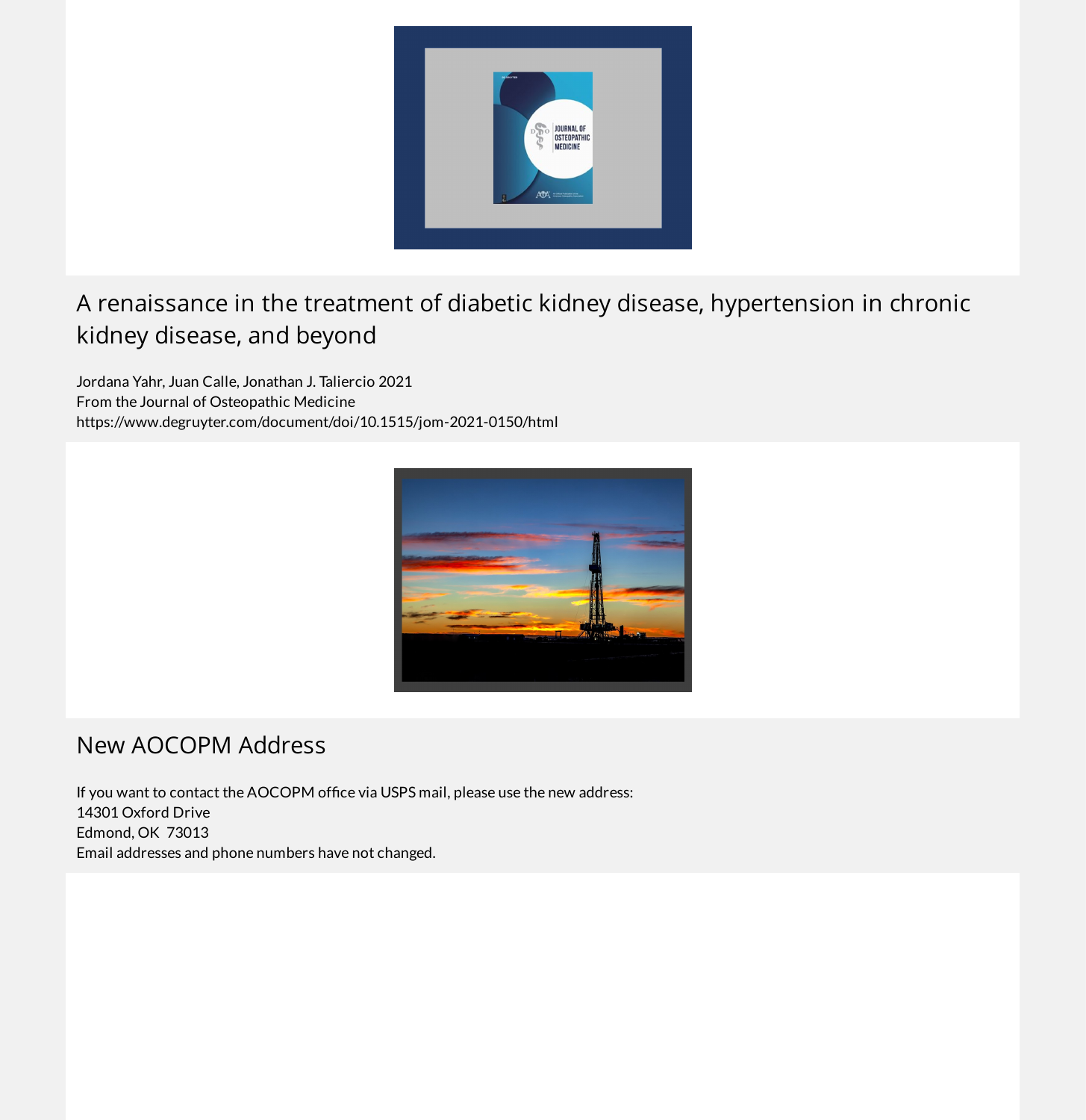## A renaissance in the treatment of diabetic kidney disease, hypertension in chronic kidney disease, and beyond

Jordana Yahr, Juan Calle, Jonathan J. Taliercio 2021
From the Journal of Osteopathic Medicine
https://www.degruyter.com/document/doi/10.1515/jom-2021-0150/html

## New AOCOPM Address

If you want to contact the AOCOPM office via USPS mail, please use the new address:
14301 Oxford Drive
Edmond, OK  73013
Email addresses and phone numbers have not changed.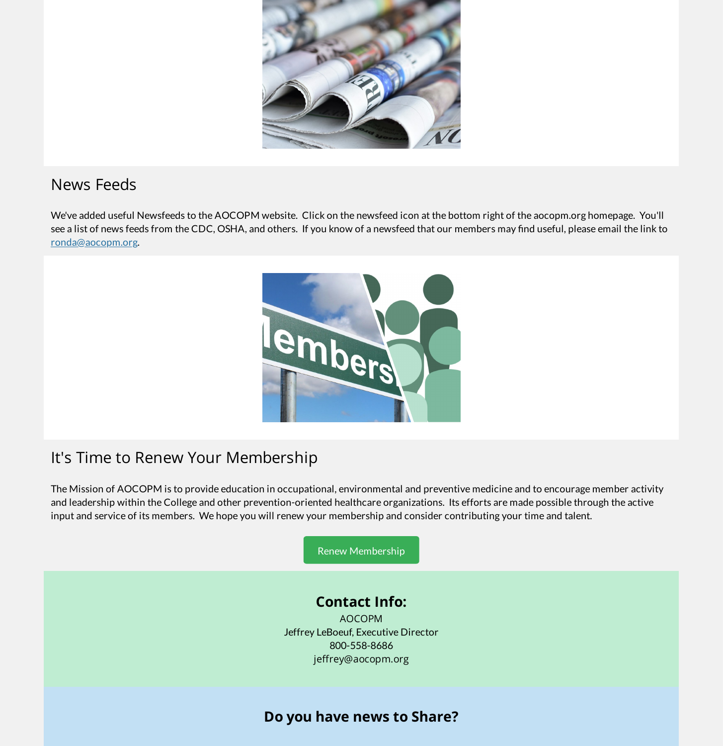## News Feeds

We've added useful Newsfeeds to the AOCOPM website. Click on the newsfeed icon at the bottom right of the aocopm.org homepage. You'll see a list of news feeds from the CDC, OSHA, and others. If you know of a newsfeed that our members may find useful, please email the link to ronda@aocopm.org.

## It's Time to Renew Your Membership

The Mission of AOCOPM is to provide education in occupational, environmental and preventive medicine and to encourage member activity and leadership within the College and other prevention-oriented healthcare organizations. Its efforts are made possible through the active input and service of its members. We hope you will renew your membership and consider contributing your time and talent.

Renew Membership

### Contact Info:

AOCOPM
Jeffrey LeBoeuf, Executive Director
800-558-8686
jeffrey@aocopm.org

### Do you have news to Share?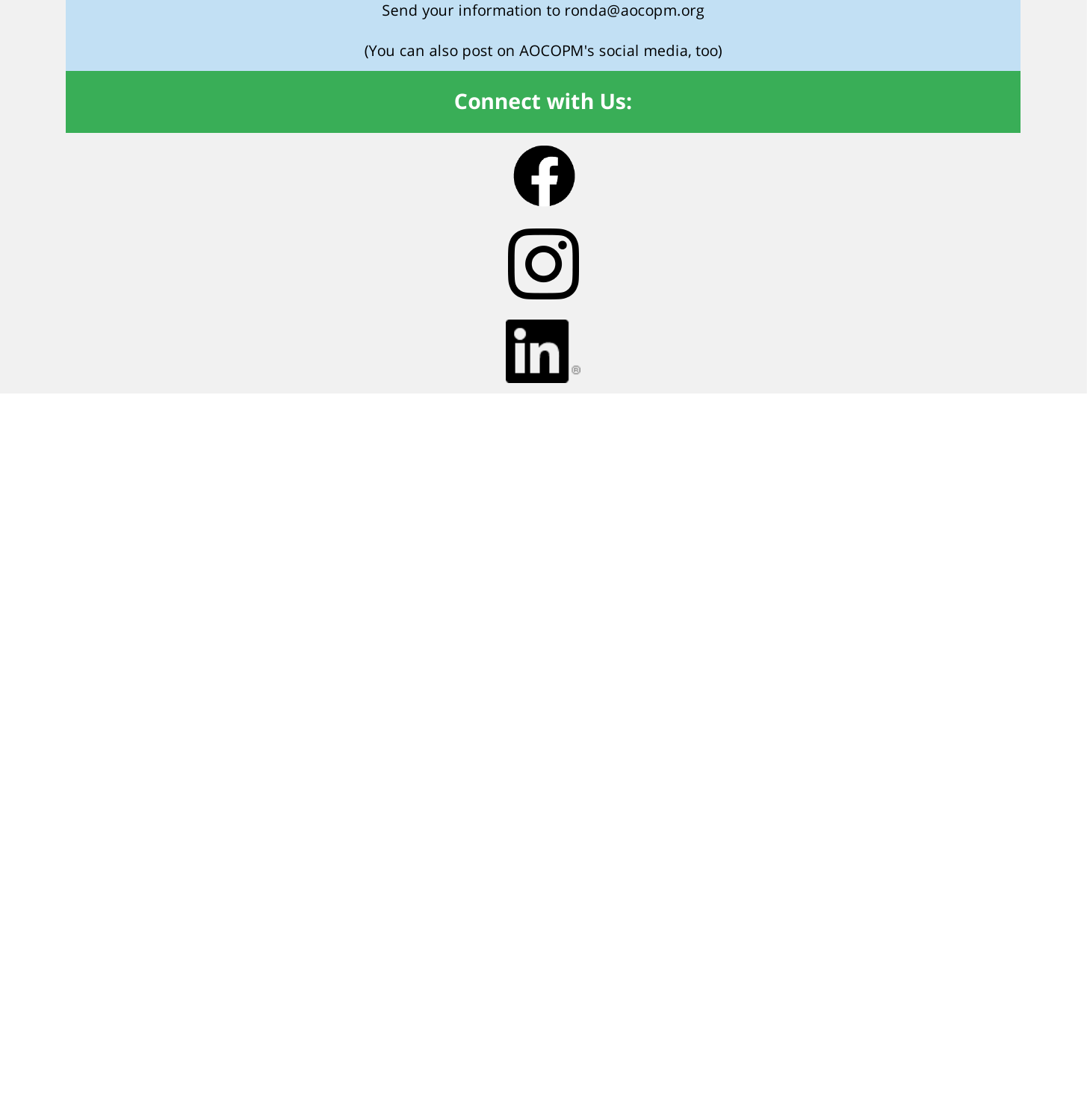Send your information to ronda@aocopm.org

(You can also post on AOCOPM's social media, too)

## Connect with Us: